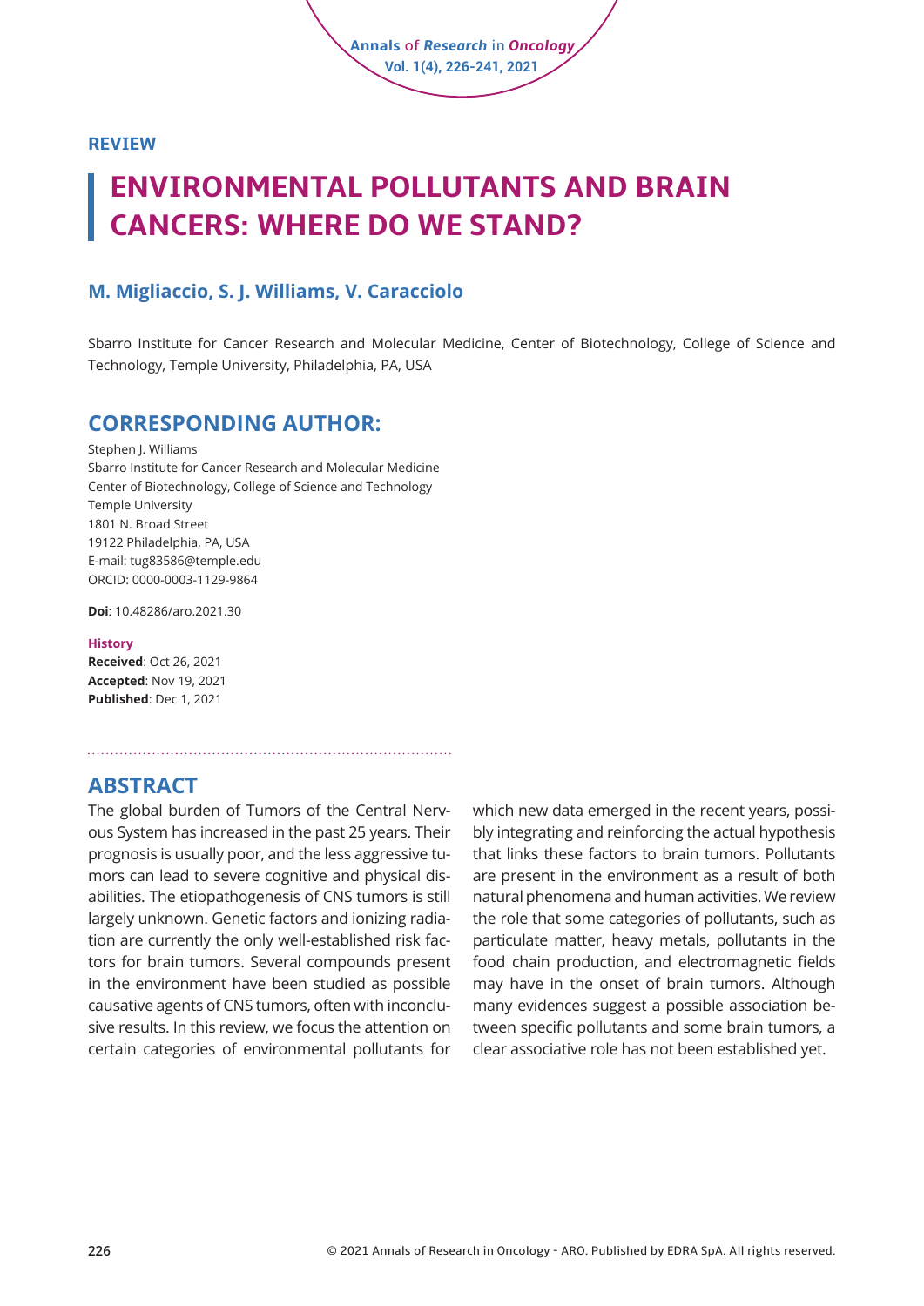REVIEW

# ENVIRONMENTAL POLLUTANTS AND BRAIN CANCERS: WHERE DO WE STAND?

## M. Migliaccio, S. J. Williams, V. Caracciolo

Sbarro Institute for Cancer Research and Molecular Medicine, Center of Biotechnology, College of Science and Technology, Temple University, Philadelphia, PA, USA

## CORRESPONDING AUTHOR:

Stephen J. Williams
Sbarro Institute for Cancer Research and Molecular Medicine
Center of Biotechnology, College of Science and Technology
Temple University
1801 N. Broad Street
19122 Philadelphia, PA, USA
E-mail: tug83586@temple.edu
ORCID: 0000-0003-1129-9864

**Doi**: 10.48286/aro.2021.30

**History**
**Received**: Oct 26, 2021
**Accepted**: Nov 19, 2021
**Published**: Dec 1, 2021

## ABSTRACT

The global burden of Tumors of the Central Nervous System has increased in the past 25 years. Their prognosis is usually poor, and the less aggressive tumors can lead to severe cognitive and physical disabilities. The etiopathogenesis of CNS tumors is still largely unknown. Genetic factors and ionizing radiation are currently the only well-established risk factors for brain tumors. Several compounds present in the environment have been studied as possible causative agents of CNS tumors, often with inconclusive results. In this review, we focus the attention on certain categories of environmental pollutants for which new data emerged in the recent years, possibly integrating and reinforcing the actual hypothesis that links these factors to brain tumors. Pollutants are present in the environment as a result of both natural phenomena and human activities. We review the role that some categories of pollutants, such as particulate matter, heavy metals, pollutants in the food chain production, and electromagnetic fields may have in the onset of brain tumors. Although many evidences suggest a possible association between specific pollutants and some brain tumors, a clear associative role has not been established yet.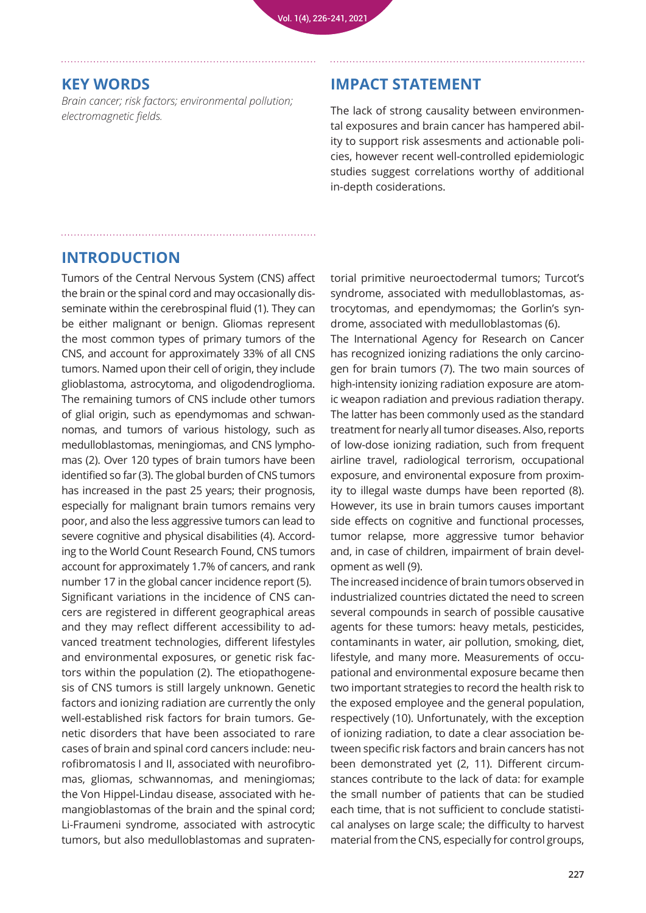## KEY WORDS

*Brain cancer; risk factors; environmental pollution; electromagnetic fields.*

## IMPACT STATEMENT

The lack of strong causality between environmental exposures and brain cancer has hampered ability to support risk assesments and actionable policies, however recent well-controlled epidemiologic studies suggest correlations worthy of additional in-depth cosiderations.

## INTRODUCTION

Tumors of the Central Nervous System (CNS) affect the brain or the spinal cord and may occasionally disseminate within the cerebrospinal fluid (1). They can be either malignant or benign. Gliomas represent the most common types of primary tumors of the CNS, and account for approximately 33% of all CNS tumors. Named upon their cell of origin, they include glioblastoma, astrocytoma, and oligodendroglioma. The remaining tumors of CNS include other tumors of glial origin, such as ependymomas and schwannomas, and tumors of various histology, such as medulloblastomas, meningiomas, and CNS lymphomas (2). Over 120 types of brain tumors have been identified so far (3). The global burden of CNS tumors has increased in the past 25 years; their prognosis, especially for malignant brain tumors remains very poor, and also the less aggressive tumors can lead to severe cognitive and physical disabilities (4). According to the World Count Research Found, CNS tumors account for approximately 1.7% of cancers, and rank number 17 in the global cancer incidence report (5). Significant variations in the incidence of CNS cancers are registered in different geographical areas and they may reflect different accessibility to advanced treatment technologies, different lifestyles and environmental exposures, or genetic risk factors within the population (2). The etiopathogenesis of CNS tumors is still largely unknown. Genetic factors and ionizing radiation are currently the only well-established risk factors for brain tumors. Genetic disorders that have been associated to rare cases of brain and spinal cord cancers include: neurofibromatosis I and II, associated with neurofibromas, gliomas, schwannomas, and meningiomas; the Von Hippel-Lindau disease, associated with hemangioblastomas of the brain and the spinal cord; Li-Fraumeni syndrome, associated with astrocytic tumors, but also medulloblastomas and supratentorial primitive neuroectodermal tumors; Turcot's syndrome, associated with medulloblastomas, astrocytomas, and ependymomas; the Gorlin's syndrome, associated with medulloblastomas (6).

The International Agency for Research on Cancer has recognized ionizing radiations the only carcinogen for brain tumors (7). The two main sources of high-intensity ionizing radiation exposure are atomic weapon radiation and previous radiation therapy. The latter has been commonly used as the standard treatment for nearly all tumor diseases. Also, reports of low-dose ionizing radiation, such from frequent airline travel, radiological terrorism, occupational exposure, and environental exposure from proximity to illegal waste dumps have been reported (8). However, its use in brain tumors causes important side effects on cognitive and functional processes, tumor relapse, more aggressive tumor behavior and, in case of children, impairment of brain development as well (9).

The increased incidence of brain tumors observed in industrialized countries dictated the need to screen several compounds in search of possible causative agents for these tumors: heavy metals, pesticides, contaminants in water, air pollution, smoking, diet, lifestyle, and many more. Measurements of occupational and environmental exposure became then two important strategies to record the health risk to the exposed employee and the general population, respectively (10). Unfortunately, with the exception of ionizing radiation, to date a clear association between specific risk factors and brain cancers has not been demonstrated yet (2, 11). Different circumstances contribute to the lack of data: for example the small number of patients that can be studied each time, that is not sufficient to conclude statistical analyses on large scale; the difficulty to harvest material from the CNS, especially for control groups,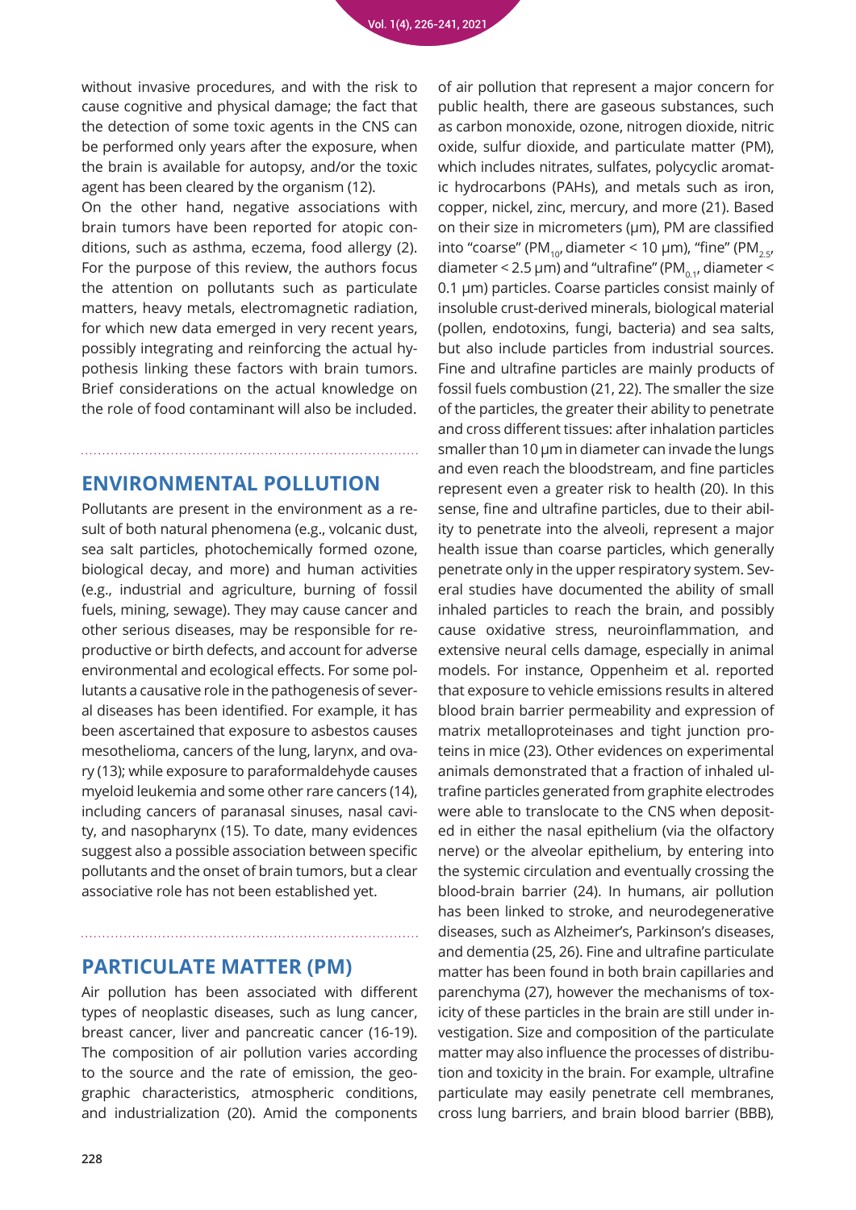without invasive procedures, and with the risk to cause cognitive and physical damage; the fact that the detection of some toxic agents in the CNS can be performed only years after the exposure, when the brain is available for autopsy, and/or the toxic agent has been cleared by the organism (12).

On the other hand, negative associations with brain tumors have been reported for atopic conditions, such as asthma, eczema, food allergy (2). For the purpose of this review, the authors focus the attention on pollutants such as particulate matters, heavy metals, electromagnetic radiation, for which new data emerged in very recent years, possibly integrating and reinforcing the actual hypothesis linking these factors with brain tumors. Brief considerations on the actual knowledge on the role of food contaminant will also be included.

## ENVIRONMENTAL POLLUTION

Pollutants are present in the environment as a result of both natural phenomena (e.g., volcanic dust, sea salt particles, photochemically formed ozone, biological decay, and more) and human activities (e.g., industrial and agriculture, burning of fossil fuels, mining, sewage). They may cause cancer and other serious diseases, may be responsible for reproductive or birth defects, and account for adverse environmental and ecological effects. For some pollutants a causative role in the pathogenesis of several diseases has been identified. For example, it has been ascertained that exposure to asbestos causes mesothelioma, cancers of the lung, larynx, and ovary (13); while exposure to paraformaldehyde causes myeloid leukemia and some other rare cancers (14), including cancers of paranasal sinuses, nasal cavity, and nasopharynx (15). To date, many evidences suggest also a possible association between specific pollutants and the onset of brain tumors, but a clear associative role has not been established yet.

## PARTICULATE MATTER (PM)

Air pollution has been associated with different types of neoplastic diseases, such as lung cancer, breast cancer, liver and pancreatic cancer (16-19). The composition of air pollution varies according to the source and the rate of emission, the geographic characteristics, atmospheric conditions, and industrialization (20). Amid the components of air pollution that represent a major concern for public health, there are gaseous substances, such as carbon monoxide, ozone, nitrogen dioxide, nitric oxide, sulfur dioxide, and particulate matter (PM), which includes nitrates, sulfates, polycyclic aromatic hydrocarbons (PAHs), and metals such as iron, copper, nickel, zinc, mercury, and more (21). Based on their size in micrometers (μm), PM are classified into "coarse" ($PM_{10}$, diameter < 10 μm), "fine" ($PM_{2.5}$, diameter < 2.5 μm) and "ultrafine" ($PM_{0.1}$, diameter < 0.1 μm) particles. Coarse particles consist mainly of insoluble crust-derived minerals, biological material (pollen, endotoxins, fungi, bacteria) and sea salts, but also include particles from industrial sources. Fine and ultrafine particles are mainly products of fossil fuels combustion (21, 22). The smaller the size of the particles, the greater their ability to penetrate and cross different tissues: after inhalation particles smaller than 10 μm in diameter can invade the lungs and even reach the bloodstream, and fine particles represent even a greater risk to health (20). In this sense, fine and ultrafine particles, due to their ability to penetrate into the alveoli, represent a major health issue than coarse particles, which generally penetrate only in the upper respiratory system. Several studies have documented the ability of small inhaled particles to reach the brain, and possibly cause oxidative stress, neuroinflammation, and extensive neural cells damage, especially in animal models. For instance, Oppenheim et al. reported that exposure to vehicle emissions results in altered blood brain barrier permeability and expression of matrix metalloproteinases and tight junction proteins in mice (23). Other evidences on experimental animals demonstrated that a fraction of inhaled ultrafine particles generated from graphite electrodes were able to translocate to the CNS when deposited in either the nasal epithelium (via the olfactory nerve) or the alveolar epithelium, by entering into the systemic circulation and eventually crossing the blood-brain barrier (24). In humans, air pollution has been linked to stroke, and neurodegenerative diseases, such as Alzheimer's, Parkinson's diseases, and dementia (25, 26). Fine and ultrafine particulate matter has been found in both brain capillaries and parenchyma (27), however the mechanisms of toxicity of these particles in the brain are still under investigation. Size and composition of the particulate matter may also influence the processes of distribution and toxicity in the brain. For example, ultrafine particulate may easily penetrate cell membranes, cross lung barriers, and brain blood barrier (BBB),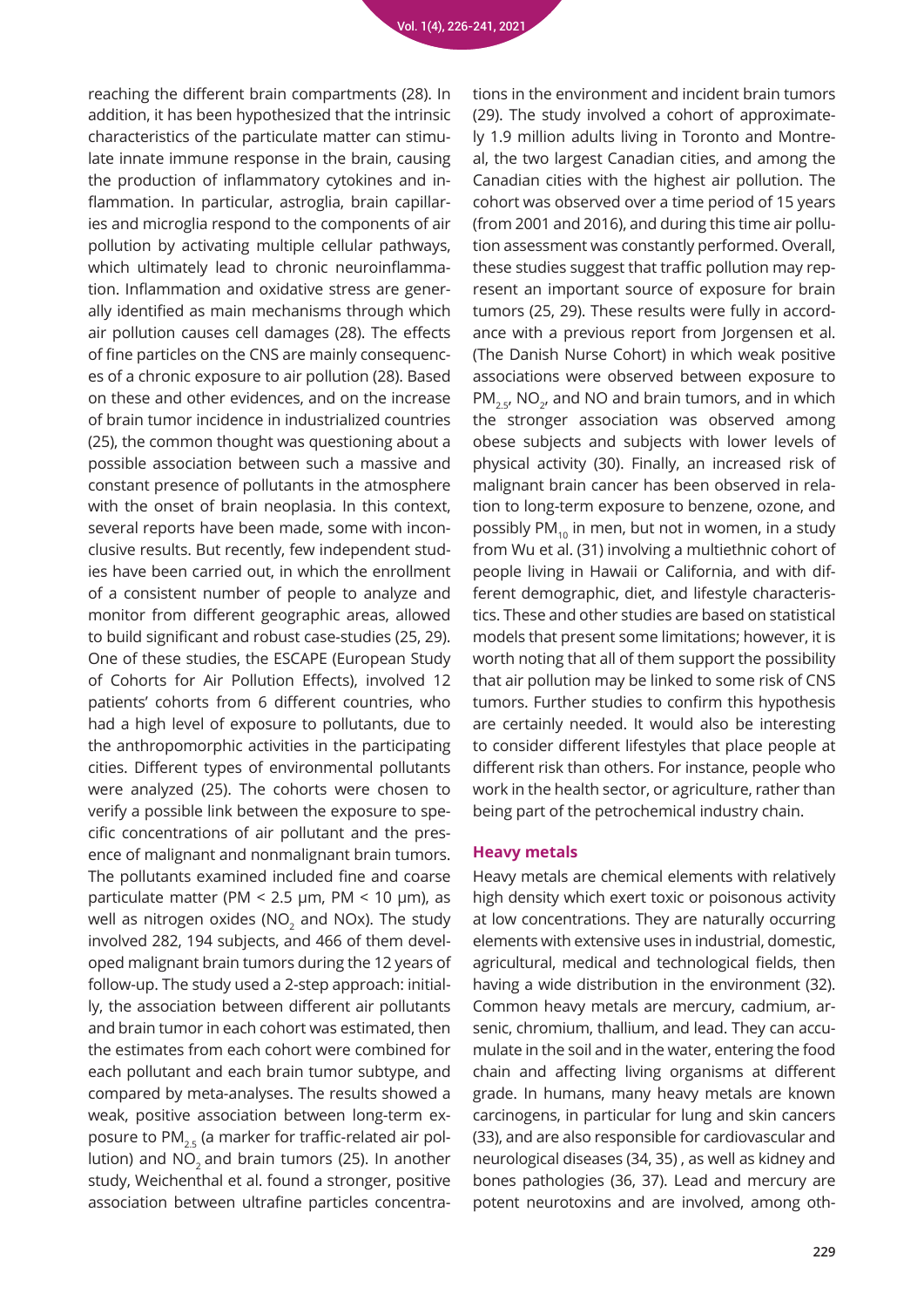reaching the different brain compartments (28). In addition, it has been hypothesized that the intrinsic characteristics of the particulate matter can stimulate innate immune response in the brain, causing the production of inflammatory cytokines and inflammation. In particular, astroglia, brain capillaries and microglia respond to the components of air pollution by activating multiple cellular pathways, which ultimately lead to chronic neuroinflammation. Inflammation and oxidative stress are generally identified as main mechanisms through which air pollution causes cell damages (28). The effects of fine particles on the CNS are mainly consequences of a chronic exposure to air pollution (28). Based on these and other evidences, and on the increase of brain tumor incidence in industrialized countries (25), the common thought was questioning about a possible association between such a massive and constant presence of pollutants in the atmosphere with the onset of brain neoplasia. In this context, several reports have been made, some with inconclusive results. But recently, few independent studies have been carried out, in which the enrollment of a consistent number of people to analyze and monitor from different geographic areas, allowed to build significant and robust case-studies (25, 29). One of these studies, the ESCAPE (European Study of Cohorts for Air Pollution Effects), involved 12 patients' cohorts from 6 different countries, who had a high level of exposure to pollutants, due to the anthropomorphic activities in the participating cities. Different types of environmental pollutants were analyzed (25). The cohorts were chosen to verify a possible link between the exposure to specific concentrations of air pollutant and the presence of malignant and nonmalignant brain tumors. The pollutants examined included fine and coarse particulate matter (PM < 2.5 µm, PM < 10 µm), as well as nitrogen oxides ($NO_2$ and NOx). The study involved 282, 194 subjects, and 466 of them developed malignant brain tumors during the 12 years of follow-up. The study used a 2-step approach: initially, the association between different air pollutants and brain tumor in each cohort was estimated, then the estimates from each cohort were combined for each pollutant and each brain tumor subtype, and compared by meta-analyses. The results showed a weak, positive association between long-term exposure to $PM_{2.5}$ (a marker for traffic-related air pollution) and $NO_2$ and brain tumors (25). In another study, Weichenthal et al. found a stronger, positive association between ultrafine particles concentrations in the environment and incident brain tumors (29). The study involved a cohort of approximately 1.9 million adults living in Toronto and Montreal, the two largest Canadian cities, and among the Canadian cities with the highest air pollution. The cohort was observed over a time period of 15 years (from 2001 and 2016), and during this time air pollution assessment was constantly performed. Overall, these studies suggest that traffic pollution may represent an important source of exposure for brain tumors (25, 29). These results were fully in accordance with a previous report from Jorgensen et al. (The Danish Nurse Cohort) in which weak positive associations were observed between exposure to $PM_{2.5}$, $NO_2$, and NO and brain tumors, and in which the stronger association was observed among obese subjects and subjects with lower levels of physical activity (30). Finally, an increased risk of malignant brain cancer has been observed in relation to long-term exposure to benzene, ozone, and possibly $PM_{10}$ in men, but not in women, in a study from Wu et al. (31) involving a multiethnic cohort of people living in Hawaii or California, and with different demographic, diet, and lifestyle characteristics. These and other studies are based on statistical models that present some limitations; however, it is worth noting that all of them support the possibility that air pollution may be linked to some risk of CNS tumors. Further studies to confirm this hypothesis are certainly needed. It would also be interesting to consider different lifestyles that place people at different risk than others. For instance, people who work in the health sector, or agriculture, rather than being part of the petrochemical industry chain.

## Heavy metals

Heavy metals are chemical elements with relatively high density which exert toxic or poisonous activity at low concentrations. They are naturally occurring elements with extensive uses in industrial, domestic, agricultural, medical and technological fields, then having a wide distribution in the environment (32). Common heavy metals are mercury, cadmium, arsenic, chromium, thallium, and lead. They can accumulate in the soil and in the water, entering the food chain and affecting living organisms at different grade. In humans, many heavy metals are known carcinogens, in particular for lung and skin cancers (33), and are also responsible for cardiovascular and neurological diseases (34, 35) , as well as kidney and bones pathologies (36, 37). Lead and mercury are potent neurotoxins and are involved, among oth-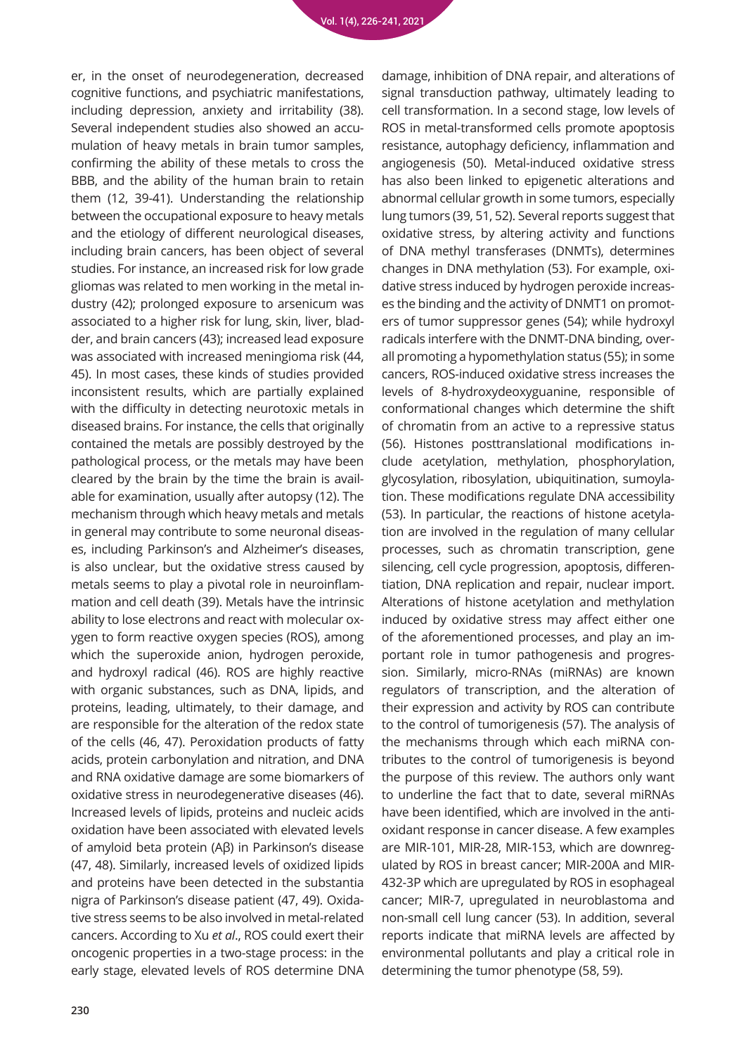er, in the onset of neurodegeneration, decreased cognitive functions, and psychiatric manifestations, including depression, anxiety and irritability (38). Several independent studies also showed an accumulation of heavy metals in brain tumor samples, confirming the ability of these metals to cross the BBB, and the ability of the human brain to retain them (12, 39-41). Understanding the relationship between the occupational exposure to heavy metals and the etiology of different neurological diseases, including brain cancers, has been object of several studies. For instance, an increased risk for low grade gliomas was related to men working in the metal industry (42); prolonged exposure to arsenicum was associated to a higher risk for lung, skin, liver, bladder, and brain cancers (43); increased lead exposure was associated with increased meningioma risk (44, 45). In most cases, these kinds of studies provided inconsistent results, which are partially explained with the difficulty in detecting neurotoxic metals in diseased brains. For instance, the cells that originally contained the metals are possibly destroyed by the pathological process, or the metals may have been cleared by the brain by the time the brain is available for examination, usually after autopsy (12). The mechanism through which heavy metals and metals in general may contribute to some neuronal diseases, including Parkinson's and Alzheimer's diseases, is also unclear, but the oxidative stress caused by metals seems to play a pivotal role in neuroinflammation and cell death (39). Metals have the intrinsic ability to lose electrons and react with molecular oxygen to form reactive oxygen species (ROS), among which the superoxide anion, hydrogen peroxide, and hydroxyl radical (46). ROS are highly reactive with organic substances, such as DNA, lipids, and proteins, leading, ultimately, to their damage, and are responsible for the alteration of the redox state of the cells (46, 47). Peroxidation products of fatty acids, protein carbonylation and nitration, and DNA and RNA oxidative damage are some biomarkers of oxidative stress in neurodegenerative diseases (46). Increased levels of lipids, proteins and nucleic acids oxidation have been associated with elevated levels of amyloid beta protein (Aβ) in Parkinson's disease (47, 48). Similarly, increased levels of oxidized lipids and proteins have been detected in the substantia nigra of Parkinson's disease patient (47, 49). Oxidative stress seems to be also involved in metal-related cancers. According to Xu *et al*., ROS could exert their oncogenic properties in a two-stage process: in the early stage, elevated levels of ROS determine DNA damage, inhibition of DNA repair, and alterations of signal transduction pathway, ultimately leading to cell transformation. In a second stage, low levels of ROS in metal-transformed cells promote apoptosis resistance, autophagy deficiency, inflammation and angiogenesis (50). Metal-induced oxidative stress has also been linked to epigenetic alterations and abnormal cellular growth in some tumors, especially lung tumors (39, 51, 52). Several reports suggest that oxidative stress, by altering activity and functions of DNA methyl transferases (DNMTs), determines changes in DNA methylation (53). For example, oxidative stress induced by hydrogen peroxide increases the binding and the activity of DNMT1 on promoters of tumor suppressor genes (54); while hydroxyl radicals interfere with the DNMT-DNA binding, overall promoting a hypomethylation status (55); in some cancers, ROS-induced oxidative stress increases the levels of 8-hydroxydeoxyguanine, responsible of conformational changes which determine the shift of chromatin from an active to a repressive status (56). Histones posttranslational modifications include acetylation, methylation, phosphorylation, glycosylation, ribosylation, ubiquitination, sumoylation. These modifications regulate DNA accessibility (53). In particular, the reactions of histone acetylation are involved in the regulation of many cellular processes, such as chromatin transcription, gene silencing, cell cycle progression, apoptosis, differentiation, DNA replication and repair, nuclear import. Alterations of histone acetylation and methylation induced by oxidative stress may affect either one of the aforementioned processes, and play an important role in tumor pathogenesis and progression. Similarly, micro-RNAs (miRNAs) are known regulators of transcription, and the alteration of their expression and activity by ROS can contribute to the control of tumorigenesis (57). The analysis of the mechanisms through which each miRNA contributes to the control of tumorigenesis is beyond the purpose of this review. The authors only want to underline the fact that to date, several miRNAs have been identified, which are involved in the antioxidant response in cancer disease. A few examples are MIR-101, MIR-28, MIR-153, which are downregulated by ROS in breast cancer; MIR-200A and MIR-432-3P which are upregulated by ROS in esophageal cancer; MIR-7, upregulated in neuroblastoma and non-small cell lung cancer (53). In addition, several reports indicate that miRNA levels are affected by environmental pollutants and play a critical role in determining the tumor phenotype (58, 59).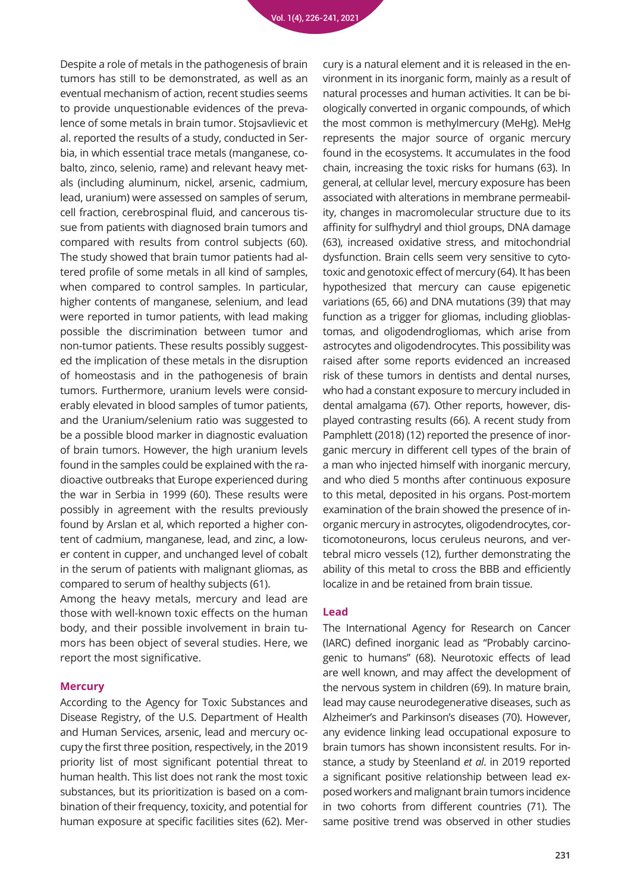Despite a role of metals in the pathogenesis of brain tumors has still to be demonstrated, as well as an eventual mechanism of action, recent studies seems to provide unquestionable evidences of the prevalence of some metals in brain tumor. Stojsavlievic et al. reported the results of a study, conducted in Serbia, in which essential trace metals (manganese, cobalto, zinco, selenio, rame) and relevant heavy metals (including aluminum, nickel, arsenic, cadmium, lead, uranium) were assessed on samples of serum, cell fraction, cerebrospinal fluid, and cancerous tissue from patients with diagnosed brain tumors and compared with results from control subjects (60). The study showed that brain tumor patients had altered profile of some metals in all kind of samples, when compared to control samples. In particular, higher contents of manganese, selenium, and lead were reported in tumor patients, with lead making possible the discrimination between tumor and non-tumor patients. These results possibly suggested the implication of these metals in the disruption of homeostasis and in the pathogenesis of brain tumors. Furthermore, uranium levels were considerably elevated in blood samples of tumor patients, and the Uranium/selenium ratio was suggested to be a possible blood marker in diagnostic evaluation of brain tumors. However, the high uranium levels found in the samples could be explained with the radioactive outbreaks that Europe experienced during the war in Serbia in 1999 (60). These results were possibly in agreement with the results previously found by Arslan et al, which reported a higher content of cadmium, manganese, lead, and zinc, a lower content in cupper, and unchanged level of cobalt in the serum of patients with malignant gliomas, as compared to serum of healthy subjects (61).

Among the heavy metals, mercury and lead are those with well-known toxic effects on the human body, and their possible involvement in brain tumors has been object of several studies. Here, we report the most significative.

### Mercury

According to the Agency for Toxic Substances and Disease Registry, of the U.S. Department of Health and Human Services, arsenic, lead and mercury occupy the first three position, respectively, in the 2019 priority list of most significant potential threat to human health. This list does not rank the most toxic substances, but its prioritization is based on a combination of their frequency, toxicity, and potential for human exposure at specific facilities sites (62). Mercury is a natural element and it is released in the environment in its inorganic form, mainly as a result of natural processes and human activities. It can be biologically converted in organic compounds, of which the most common is methylmercury (MeHg). MeHg represents the major source of organic mercury found in the ecosystems. It accumulates in the food chain, increasing the toxic risks for humans (63). In general, at cellular level, mercury exposure has been associated with alterations in membrane permeability, changes in macromolecular structure due to its affinity for sulfhydryl and thiol groups, DNA damage (63), increased oxidative stress, and mitochondrial dysfunction. Brain cells seem very sensitive to cytotoxic and genotoxic effect of mercury (64). It has been hypothesized that mercury can cause epigenetic variations (65, 66) and DNA mutations (39) that may function as a trigger for gliomas, including glioblastomas, and oligodendrogliomas, which arise from astrocytes and oligodendrocytes. This possibility was raised after some reports evidenced an increased risk of these tumors in dentists and dental nurses, who had a constant exposure to mercury included in dental amalgama (67). Other reports, however, displayed contrasting results (66). A recent study from Pamphlett (2018) (12) reported the presence of inorganic mercury in different cell types of the brain of a man who injected himself with inorganic mercury, and who died 5 months after continuous exposure to this metal, deposited in his organs. Post-mortem examination of the brain showed the presence of inorganic mercury in astrocytes, oligodendrocytes, corticomotoneurons, locus ceruleus neurons, and vertebral micro vessels (12), further demonstrating the ability of this metal to cross the BBB and efficiently localize in and be retained from brain tissue.

### Lead

The International Agency for Research on Cancer (IARC) defined inorganic lead as "Probably carcinogenic to humans" (68). Neurotoxic effects of lead are well known, and may affect the development of the nervous system in children (69). In mature brain, lead may cause neurodegenerative diseases, such as Alzheimer's and Parkinson's diseases (70). However, any evidence linking lead occupational exposure to brain tumors has shown inconsistent results. For instance, a study by Steenland *et al*. in 2019 reported a significant positive relationship between lead exposed workers and malignant brain tumors incidence in two cohorts from different countries (71). The same positive trend was observed in other studies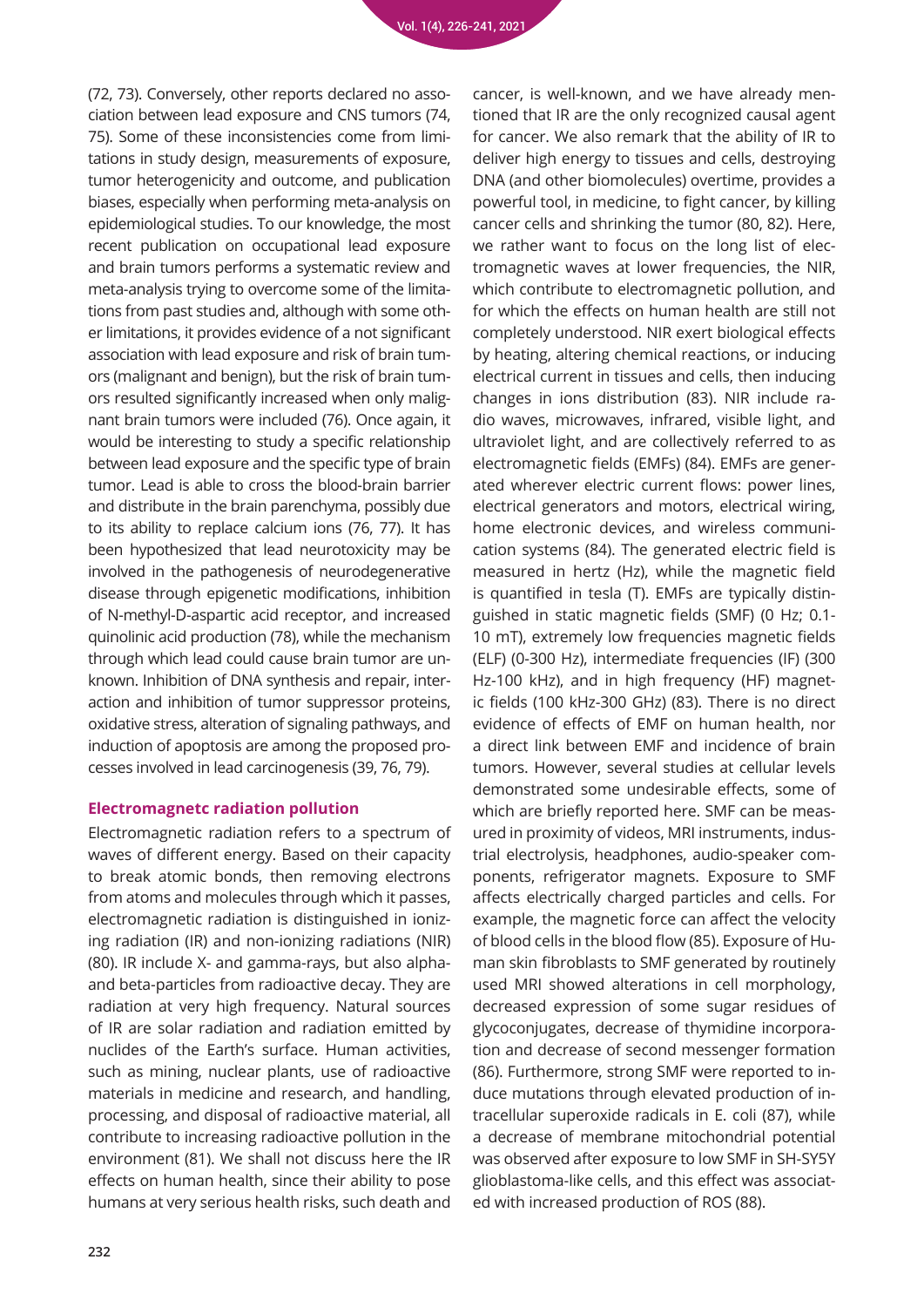(72, 73). Conversely, other reports declared no association between lead exposure and CNS tumors (74, 75). Some of these inconsistencies come from limitations in study design, measurements of exposure, tumor heterogenicity and outcome, and publication biases, especially when performing meta-analysis on epidemiological studies. To our knowledge, the most recent publication on occupational lead exposure and brain tumors performs a systematic review and meta-analysis trying to overcome some of the limitations from past studies and, although with some other limitations, it provides evidence of a not significant association with lead exposure and risk of brain tumors (malignant and benign), but the risk of brain tumors resulted significantly increased when only malignant brain tumors were included (76). Once again, it would be interesting to study a specific relationship between lead exposure and the specific type of brain tumor. Lead is able to cross the blood-brain barrier and distribute in the brain parenchyma, possibly due to its ability to replace calcium ions (76, 77). It has been hypothesized that lead neurotoxicity may be involved in the pathogenesis of neurodegenerative disease through epigenetic modifications, inhibition of N-methyl-D-aspartic acid receptor, and increased quinolinic acid production (78), while the mechanism through which lead could cause brain tumor are unknown. Inhibition of DNA synthesis and repair, interaction and inhibition of tumor suppressor proteins, oxidative stress, alteration of signaling pathways, and induction of apoptosis are among the proposed processes involved in lead carcinogenesis (39, 76, 79).

### Electromagnetc radiation pollution

Electromagnetic radiation refers to a spectrum of waves of different energy. Based on their capacity to break atomic bonds, then removing electrons from atoms and molecules through which it passes, electromagnetic radiation is distinguished in ionizing radiation (IR) and non-ionizing radiations (NIR) (80). IR include X- and gamma-rays, but also alpha- and beta-particles from radioactive decay. They are radiation at very high frequency. Natural sources of IR are solar radiation and radiation emitted by nuclides of the Earth's surface. Human activities, such as mining, nuclear plants, use of radioactive materials in medicine and research, and handling, processing, and disposal of radioactive material, all contribute to increasing radioactive pollution in the environment (81). We shall not discuss here the IR effects on human health, since their ability to pose humans at very serious health risks, such death and cancer, is well-known, and we have already mentioned that IR are the only recognized causal agent for cancer. We also remark that the ability of IR to deliver high energy to tissues and cells, destroying DNA (and other biomolecules) overtime, provides a powerful tool, in medicine, to fight cancer, by killing cancer cells and shrinking the tumor (80, 82). Here, we rather want to focus on the long list of electromagnetic waves at lower frequencies, the NIR, which contribute to electromagnetic pollution, and for which the effects on human health are still not completely understood. NIR exert biological effects by heating, altering chemical reactions, or inducing electrical current in tissues and cells, then inducing changes in ions distribution (83). NIR include radio waves, microwaves, infrared, visible light, and ultraviolet light, and are collectively referred to as electromagnetic fields (EMFs) (84). EMFs are generated wherever electric current flows: power lines, electrical generators and motors, electrical wiring, home electronic devices, and wireless communication systems (84). The generated electric field is measured in hertz (Hz), while the magnetic field is quantified in tesla (T). EMFs are typically distinguished in static magnetic fields (SMF) (0 Hz; 0.1-10 mT), extremely low frequencies magnetic fields (ELF) (0-300 Hz), intermediate frequencies (IF) (300 Hz-100 kHz), and in high frequency (HF) magnetic fields (100 kHz-300 GHz) (83). There is no direct evidence of effects of EMF on human health, nor a direct link between EMF and incidence of brain tumors. However, several studies at cellular levels demonstrated some undesirable effects, some of which are briefly reported here. SMF can be measured in proximity of videos, MRI instruments, industrial electrolysis, headphones, audio-speaker components, refrigerator magnets. Exposure to SMF affects electrically charged particles and cells. For example, the magnetic force can affect the velocity of blood cells in the blood flow (85). Exposure of Human skin fibroblasts to SMF generated by routinely used MRI showed alterations in cell morphology, decreased expression of some sugar residues of glycoconjugates, decrease of thymidine incorporation and decrease of second messenger formation (86). Furthermore, strong SMF were reported to induce mutations through elevated production of intracellular superoxide radicals in E. coli (87), while a decrease of membrane mitochondrial potential was observed after exposure to low SMF in SH-SY5Y glioblastoma-like cells, and this effect was associated with increased production of ROS (88).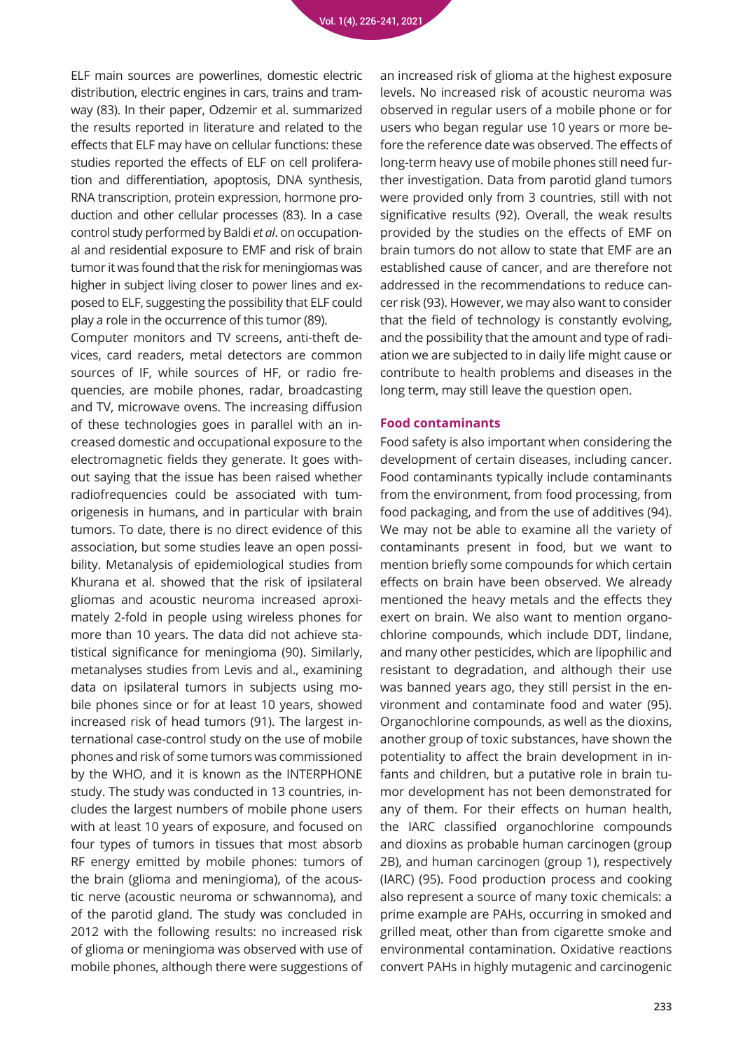ELF main sources are powerlines, domestic electric distribution, electric engines in cars, trains and tramway (83). In their paper, Odzemir et al. summarized the results reported in literature and related to the effects that ELF may have on cellular functions: these studies reported the effects of ELF on cell proliferation and differentiation, apoptosis, DNA synthesis, RNA transcription, protein expression, hormone production and other cellular processes (83). In a case control study performed by Baldi *et al*. on occupational and residential exposure to EMF and risk of brain tumor it was found that the risk for meningiomas was higher in subject living closer to power lines and exposed to ELF, suggesting the possibility that ELF could play a role in the occurrence of this tumor (89).

Computer monitors and TV screens, anti-theft devices, card readers, metal detectors are common sources of IF, while sources of HF, or radio frequencies, are mobile phones, radar, broadcasting and TV, microwave ovens. The increasing diffusion of these technologies goes in parallel with an increased domestic and occupational exposure to the electromagnetic fields they generate. It goes without saying that the issue has been raised whether radiofrequencies could be associated with tumorigenesis in humans, and in particular with brain tumors. To date, there is no direct evidence of this association, but some studies leave an open possibility. Metanalysis of epidemiological studies from Khurana et al. showed that the risk of ipsilateral gliomas and acoustic neuroma increased aproximately 2-fold in people using wireless phones for more than 10 years. The data did not achieve statistical significance for meningioma (90). Similarly, metanalyses studies from Levis and al., examining data on ipsilateral tumors in subjects using mobile phones since or for at least 10 years, showed increased risk of head tumors (91). The largest international case-control study on the use of mobile phones and risk of some tumors was commissioned by the WHO, and it is known as the INTERPHONE study. The study was conducted in 13 countries, includes the largest numbers of mobile phone users with at least 10 years of exposure, and focused on four types of tumors in tissues that most absorb RF energy emitted by mobile phones: tumors of the brain (glioma and meningioma), of the acoustic nerve (acoustic neuroma or schwannoma), and of the parotid gland. The study was concluded in 2012 with the following results: no increased risk of glioma or meningioma was observed with use of mobile phones, although there were suggestions of an increased risk of glioma at the highest exposure levels. No increased risk of acoustic neuroma was observed in regular users of a mobile phone or for users who began regular use 10 years or more before the reference date was observed. The effects of long-term heavy use of mobile phones still need further investigation. Data from parotid gland tumors were provided only from 3 countries, still with not significative results (92). Overall, the weak results provided by the studies on the effects of EMF on brain tumors do not allow to state that EMF are an established cause of cancer, and are therefore not addressed in the recommendations to reduce cancer risk (93). However, we may also want to consider that the field of technology is constantly evolving, and the possibility that the amount and type of radiation we are subjected to in daily life might cause or contribute to health problems and diseases in the long term, may still leave the question open.

### Food contaminants

Food safety is also important when considering the development of certain diseases, including cancer. Food contaminants typically include contaminants from the environment, from food processing, from food packaging, and from the use of additives (94). We may not be able to examine all the variety of contaminants present in food, but we want to mention briefly some compounds for which certain effects on brain have been observed. We already mentioned the heavy metals and the effects they exert on brain. We also want to mention organochlorine compounds, which include DDT, lindane, and many other pesticides, which are lipophilic and resistant to degradation, and although their use was banned years ago, they still persist in the environment and contaminate food and water (95). Organochlorine compounds, as well as the dioxins, another group of toxic substances, have shown the potentiality to affect the brain development in infants and children, but a putative role in brain tumor development has not been demonstrated for any of them. For their effects on human health, the IARC classified organochlorine compounds and dioxins as probable human carcinogen (group 2B), and human carcinogen (group 1), respectively (IARC) (95). Food production process and cooking also represent a source of many toxic chemicals: a prime example are PAHs, occurring in smoked and grilled meat, other than from cigarette smoke and environmental contamination. Oxidative reactions convert PAHs in highly mutagenic and carcinogenic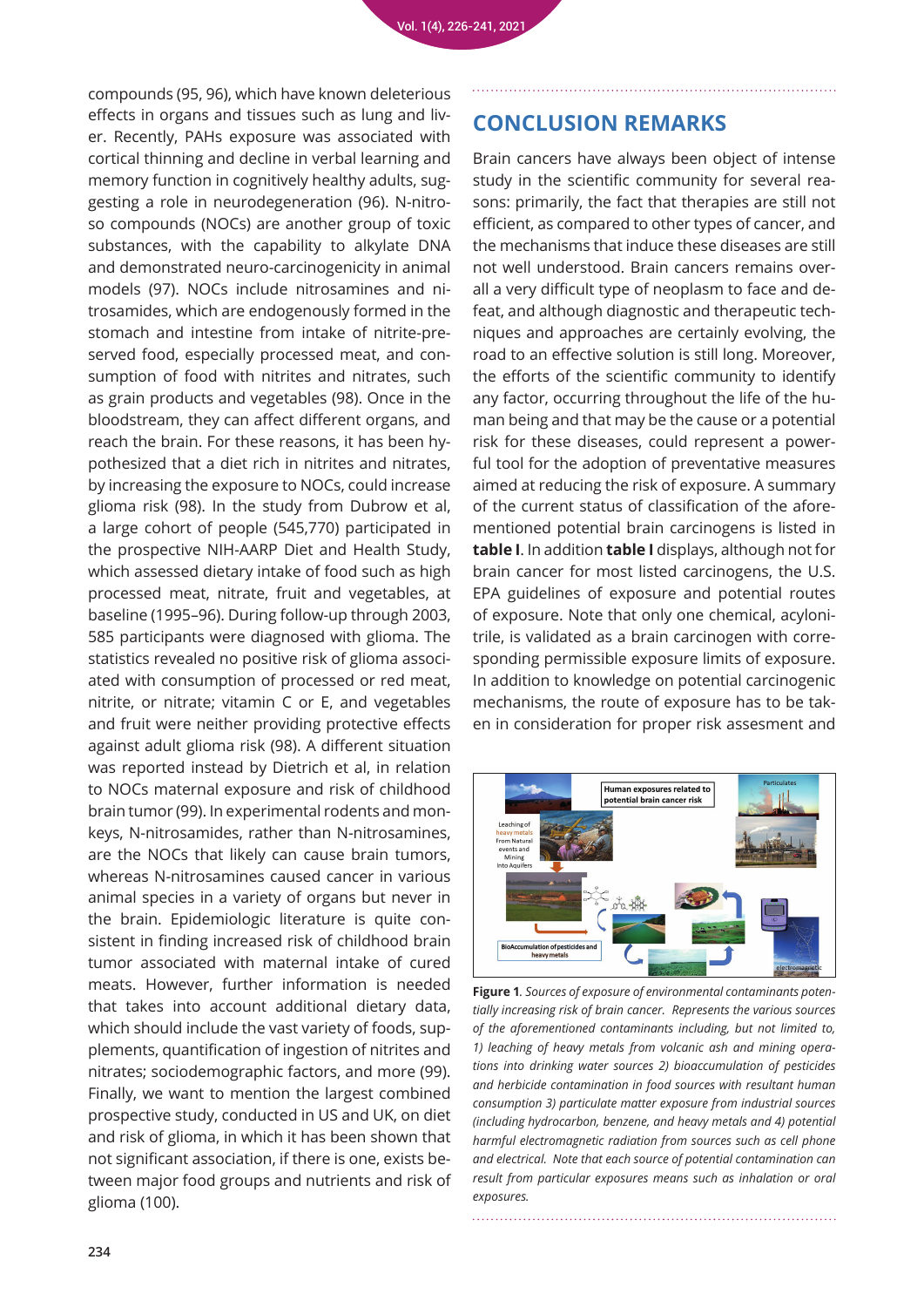compounds (95, 96), which have known deleterious effects in organs and tissues such as lung and liver. Recently, PAHs exposure was associated with cortical thinning and decline in verbal learning and memory function in cognitively healthy adults, suggesting a role in neurodegeneration (96). N-nitroso compounds (NOCs) are another group of toxic substances, with the capability to alkylate DNA and demonstrated neuro-carcinogenicity in animal models (97). NOCs include nitrosamines and nitrosamides, which are endogenously formed in the stomach and intestine from intake of nitrite-preserved food, especially processed meat, and consumption of food with nitrites and nitrates, such as grain products and vegetables (98). Once in the bloodstream, they can affect different organs, and reach the brain. For these reasons, it has been hypothesized that a diet rich in nitrites and nitrates, by increasing the exposure to NOCs, could increase glioma risk (98). In the study from Dubrow et al, a large cohort of people (545,770) participated in the prospective NIH-AARP Diet and Health Study, which assessed dietary intake of food such as high processed meat, nitrate, fruit and vegetables, at baseline (1995–96). During follow-up through 2003, 585 participants were diagnosed with glioma. The statistics revealed no positive risk of glioma associated with consumption of processed or red meat, nitrite, or nitrate; vitamin C or E, and vegetables and fruit were neither providing protective effects against adult glioma risk (98). A different situation was reported instead by Dietrich et al, in relation to NOCs maternal exposure and risk of childhood brain tumor (99). In experimental rodents and monkeys, N-nitrosamides, rather than N-nitrosamines, are the NOCs that likely can cause brain tumors, whereas N-nitrosamines caused cancer in various animal species in a variety of organs but never in the brain. Epidemiologic literature is quite consistent in finding increased risk of childhood brain tumor associated with maternal intake of cured meats. However, further information is needed that takes into account additional dietary data, which should include the vast variety of foods, supplements, quantification of ingestion of nitrites and nitrates; sociodemographic factors, and more (99). Finally, we want to mention the largest combined prospective study, conducted in US and UK, on diet and risk of glioma, in which it has been shown that not significant association, if there is one, exists between major food groups and nutrients and risk of glioma (100).

## CONCLUSION REMARKS

Brain cancers have always been object of intense study in the scientific community for several reasons: primarily, the fact that therapies are still not efficient, as compared to other types of cancer, and the mechanisms that induce these diseases are still not well understood. Brain cancers remains overall a very difficult type of neoplasm to face and defeat, and although diagnostic and therapeutic techniques and approaches are certainly evolving, the road to an effective solution is still long. Moreover, the efforts of the scientific community to identify any factor, occurring throughout the life of the human being and that may be the cause or a potential risk for these diseases, could represent a powerful tool for the adoption of preventative measures aimed at reducing the risk of exposure. A summary of the current status of classification of the aforementioned potential brain carcinogens is listed in **table I**. In addition **table I** displays, although not for brain cancer for most listed carcinogens, the U.S. EPA guidelines of exposure and potential routes of exposure. Note that only one chemical, acylonitrile, is validated as a brain carcinogen with corresponding permissible exposure limits of exposure. In addition to knowledge on potential carcinogenic mechanisms, the route of exposure has to be taken in consideration for proper risk assesment and

**Figure 1**. *Sources of exposure of environmental contaminants potentially increasing risk of brain cancer. Represents the various sources of the aforementioned contaminants including, but not limited to, 1) leaching of heavy metals from volcanic ash and mining operations into drinking water sources 2) bioaccumulation of pesticides and herbicide contamination in food sources with resultant human consumption 3) particulate matter exposure from industrial sources (including hydrocarbon, benzene, and heavy metals and 4) potential harmful electromagnetic radiation from sources such as cell phone and electrical. Note that each source of potential contamination can result from particular exposures means such as inhalation or oral exposures.*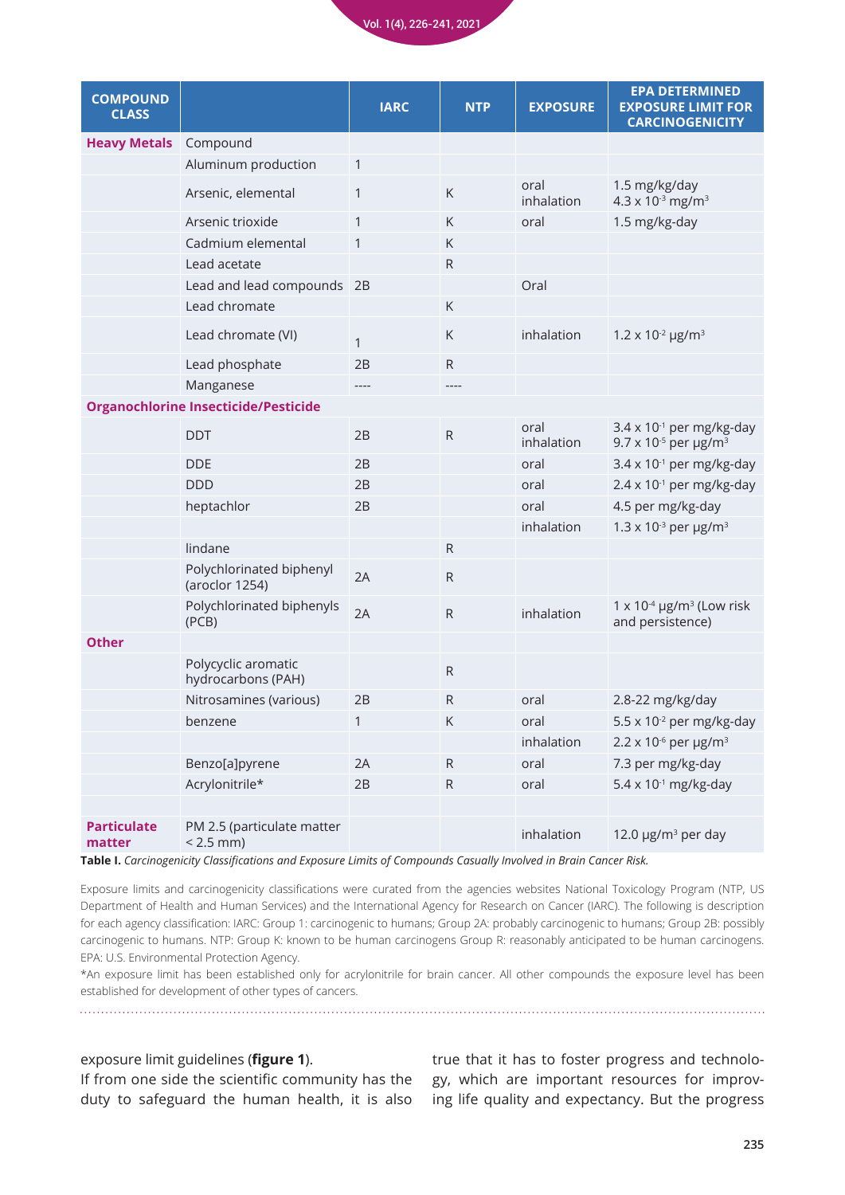| COMPOUND CLASS | | IARC | NTP | EXPOSURE | EPA DETERMINED EXPOSURE LIMIT FOR CARCINOGENICITY |
|---|---|---|---|---|---|
| **Heavy Metals** | Compound | | | | |
| | Aluminum production | 1 | | | |
| | Arsenic, elemental | 1 | K | oral<br>inhalation | 1.5 mg/kg/day<br>$4.3 \times 10^{-3}$ mg/m$^3$ |
| | Arsenic trioxide | 1 | K | oral | 1.5 mg/kg-day |
| | Cadmium elemental | 1 | K | | |
| | Lead acetate | | R | | |
| | Lead and lead compounds | 2B | | Oral | |
| | Lead chromate | | K | | |
| | Lead chromate (VI) | 1 | K | inhalation | $1.2 \times 10^{-2}$ µg/m$^3$ |
| | Lead phosphate | 2B | R | | |
| | Manganese | ---- | ---- | | |
| **Organochlorine Insecticide/Pesticide** | | | | | |
| | DDT | 2B | R | oral<br>inhalation | $3.4 \times 10^{-1}$ per mg/kg-day<br>$9.7 \times 10^{-5}$ per µg/m$^3$ |
| | DDE | 2B | | oral | $3.4 \times 10^{-1}$ per mg/kg-day |
| | DDD | 2B | | oral | $2.4 \times 10^{-1}$ per mg/kg-day |
| | heptachlor | 2B | | oral | 4.5 per mg/kg-day |
| | | | | inhalation | $1.3 \times 10^{-3}$ per µg/m$^3$ |
| | lindane | | R | | |
| | Polychlorinated biphenyl (aroclor 1254) | 2A | R | | |
| | Polychlorinated biphenyls (PCB) | 2A | R | inhalation | $1 \times 10^{-4}$ µg/m$^3$ (Low risk and persistence) |
| **Other** | | | | | |
| | Polycyclic aromatic hydrocarbons (PAH) | | R | | |
| | Nitrosamines (various) | 2B | R | oral | 2.8-22 mg/kg/day |
| | benzene | 1 | K | oral | $5.5 \times 10^{-2}$ per mg/kg-day |
| | | | | inhalation | $2.2 \times 10^{-6}$ per µg/m$^3$ |
| | Benzo[a]pyrene | 2A | R | oral | 7.3 per mg/kg-day |
| | Acrylonitrile* | 2B | R | oral | $5.4 \times 10^{-1}$ mg/kg-day |
| | | | | | |
| **Particulate matter** | PM 2.5 (particulate matter < 2.5 mm) | | | inhalation | 12.0 µg/m$^3$ per day |

**Table I.** *Carcinogenicity Classifications and Exposure Limits of Compounds Casually Involved in Brain Cancer Risk.*

Exposure limits and carcinogenicity classifications were curated from the agencies websites National Toxicology Program (NTP, US Department of Health and Human Services) and the International Agency for Research on Cancer (IARC). The following is description for each agency classification: IARC: Group 1: carcinogenic to humans; Group 2A: probably carcinogenic to humans; Group 2B: possibly carcinogenic to humans. NTP: Group K: known to be human carcinogens Group R: reasonably anticipated to be human carcinogens. EPA: U.S. Environmental Protection Agency.

*An exposure limit has been established only for acrylonitrile for brain cancer. All other compounds the exposure level has been established for development of other types of cancers.

exposure limit guidelines (**figure 1**).

If from one side the scientific community has the duty to safeguard the human health, it is also true that it has to foster progress and technology, which are important resources for improving life quality and expectancy. But the progress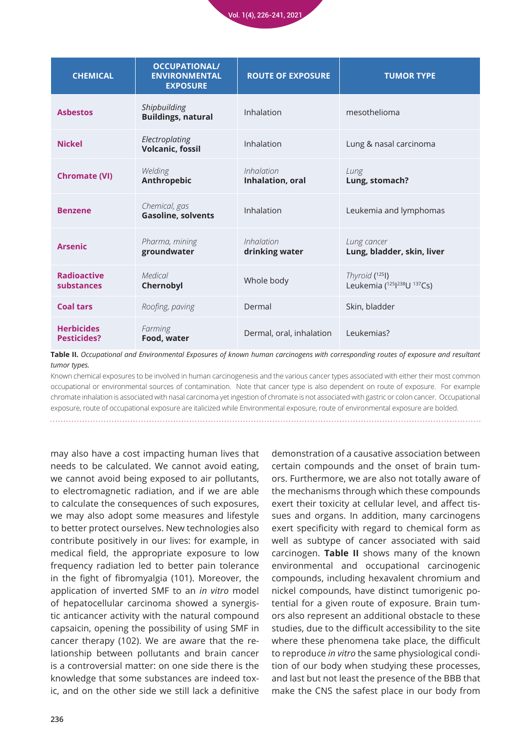| CHEMICAL | OCCUPATIONAL/ ENVIRONMENTAL EXPOSURE | ROUTE OF EXPOSURE | TUMOR TYPE |
|---|---|---|---|
| **Asbestos** | *Shipbuilding* **Buildings, natural** | Inhalation | mesothelioma |
| **Nickel** | *Electroplating* **Volcanic, fossil** | Inhalation | Lung & nasal carcinoma |
| **Chromate (VI)** | *Welding* **Anthropebic** | *Inhalation* **Inhalation, oral** | *Lung* **Lung, stomach?** |
| **Benzene** | *Chemical, gas* **Gasoline, solvents** | Inhalation | Leukemia and lymphomas |
| **Arsenic** | *Pharma, mining* **groundwater** | *Inhalation* **drinking water** | *Lung cancer* **Lung, bladder, skin, liver** |
| **Radioactive substances** | *Medical* **Chernobyl** | Whole body | *Thyroid* ($^{125}I$) Leukemia ($^{125}I$ $^{238}U$ $^{137}Cs$) |
| **Coal tars** | *Roofing, paving* | Dermal | Skin, bladder |
| **Herbicides Pesticides?** | *Farming* **Food, water** | Dermal, oral, inhalation | Leukemias? |

**Table II.** *Occupational and Environmental Exposures of known human carcinogens with corresponding routes of exposure and resultant tumor types.*

Known chemical exposures to be involved in human carcinogenesis and the various cancer types associated with either their most common occupational or environmental sources of contamination. Note that cancer type is also dependent on route of exposure. For example chromate inhalation is associated with nasal carcinoma yet ingestion of chromate is not associated with gastric or colon cancer. Occupational exposure, route of occupational exposure are italicized while Environmental exposure, route of environmental exposure are bolded.

may also have a cost impacting human lives that needs to be calculated. We cannot avoid eating, we cannot avoid being exposed to air pollutants, to electromagnetic radiation, and if we are able to calculate the consequences of such exposures, we may also adopt some measures and lifestyle to better protect ourselves. New technologies also contribute positively in our lives: for example, in medical field, the appropriate exposure to low frequency radiation led to better pain tolerance in the fight of fibromyalgia (101). Moreover, the application of inverted SMF to an *in vitro* model of hepatocellular carcinoma showed a synergistic anticancer activity with the natural compound capsaicin, opening the possibility of using SMF in cancer therapy (102). We are aware that the relationship between pollutants and brain cancer is a controversial matter: on one side there is the knowledge that some substances are indeed toxic, and on the other side we still lack a definitive demonstration of a causative association between certain compounds and the onset of brain tumors. Furthermore, we are also not totally aware of the mechanisms through which these compounds exert their toxicity at cellular level, and affect tissues and organs. In addition, many carcinogens exert specificity with regard to chemical form as well as subtype of cancer associated with said carcinogen. **Table II** shows many of the known environmental and occupational carcinogenic compounds, including hexavalent chromium and nickel compounds, have distinct tumorigenic potential for a given route of exposure. Brain tumors also represent an additional obstacle to these studies, due to the difficult accessibility to the site where these phenomena take place, the difficult to reproduce *in vitro* the same physiological condition of our body when studying these processes, and last but not least the presence of the BBB that make the CNS the safest place in our body from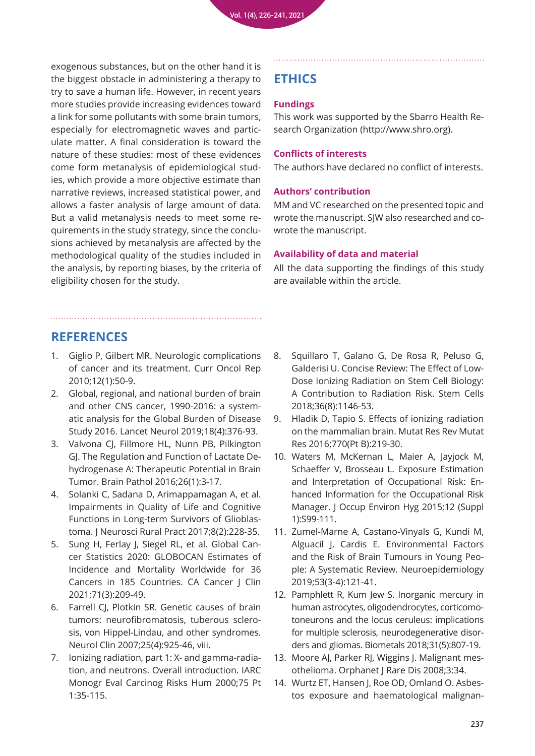exogenous substances, but on the other hand it is the biggest obstacle in administering a therapy to try to save a human life. However, in recent years more studies provide increasing evidences toward a link for some pollutants with some brain tumors, especially for electromagnetic waves and particulate matter. A final consideration is toward the nature of these studies: most of these evidences come form metanalysis of epidemiological studies, which provide a more objective estimate than narrative reviews, increased statistical power, and allows a faster analysis of large amount of data. But a valid metanalysis needs to meet some requirements in the study strategy, since the conclusions achieved by metanalysis are affected by the methodological quality of the studies included in the analysis, by reporting biases, by the criteria of eligibility chosen for the study.

## ETHICS

### Fundings

This work was supported by the Sbarro Health Research Organization (http://www.shro.org).

### Conflicts of interests

The authors have declared no conflict of interests.

### Authors' contribution

MM and VC researched on the presented topic and wrote the manuscript. SJW also researched and co-wrote the manuscript.

### Availability of data and material

All the data supporting the findings of this study are available within the article.

## REFERENCES

1. Giglio P, Gilbert MR. Neurologic complications of cancer and its treatment. Curr Oncol Rep 2010;12(1):50-9.
2. Global, regional, and national burden of brain and other CNS cancer, 1990-2016: a systematic analysis for the Global Burden of Disease Study 2016. Lancet Neurol 2019;18(4):376-93.
3. Valvona CJ, Fillmore HL, Nunn PB, Pilkington GJ. The Regulation and Function of Lactate Dehydrogenase A: Therapeutic Potential in Brain Tumor. Brain Pathol 2016;26(1):3-17.
4. Solanki C, Sadana D, Arimappamagan A, et al. Impairments in Quality of Life and Cognitive Functions in Long-term Survivors of Glioblastoma. J Neurosci Rural Pract 2017;8(2):228-35.
5. Sung H, Ferlay J, Siegel RL, et al. Global Cancer Statistics 2020: GLOBOCAN Estimates of Incidence and Mortality Worldwide for 36 Cancers in 185 Countries. CA Cancer J Clin 2021;71(3):209-49.
6. Farrell CJ, Plotkin SR. Genetic causes of brain tumors: neurofibromatosis, tuberous sclerosis, von Hippel-Lindau, and other syndromes. Neurol Clin 2007;25(4):925-46, viii.
7. Ionizing radiation, part 1: X- and gamma-radiation, and neutrons. Overall introduction. IARC Monogr Eval Carcinog Risks Hum 2000;75 Pt 1:35-115.
8. Squillaro T, Galano G, De Rosa R, Peluso G, Galderisi U. Concise Review: The Effect of Low-Dose Ionizing Radiation on Stem Cell Biology: A Contribution to Radiation Risk. Stem Cells 2018;36(8):1146-53.
9. Hladik D, Tapio S. Effects of ionizing radiation on the mammalian brain. Mutat Res Rev Mutat Res 2016;770(Pt B):219-30.
10. Waters M, McKernan L, Maier A, Jayjock M, Schaeffer V, Brosseau L. Exposure Estimation and Interpretation of Occupational Risk: Enhanced Information for the Occupational Risk Manager. J Occup Environ Hyg 2015;12 (Suppl 1):S99-111.
11. Zumel-Marne A, Castano-Vinyals G, Kundi M, Alguacil J, Cardis E. Environmental Factors and the Risk of Brain Tumours in Young People: A Systematic Review. Neuroepidemiology 2019;53(3-4):121-41.
12. Pamphlett R, Kum Jew S. Inorganic mercury in human astrocytes, oligodendrocytes, corticomotoneurons and the locus ceruleus: implications for multiple sclerosis, neurodegenerative disorders and gliomas. Biometals 2018;31(5):807-19.
13. Moore AJ, Parker RJ, Wiggins J. Malignant mesothelioma. Orphanet J Rare Dis 2008;3:34.
14. Wurtz ET, Hansen J, Roe OD, Omland O. Asbestos exposure and haematological malignan-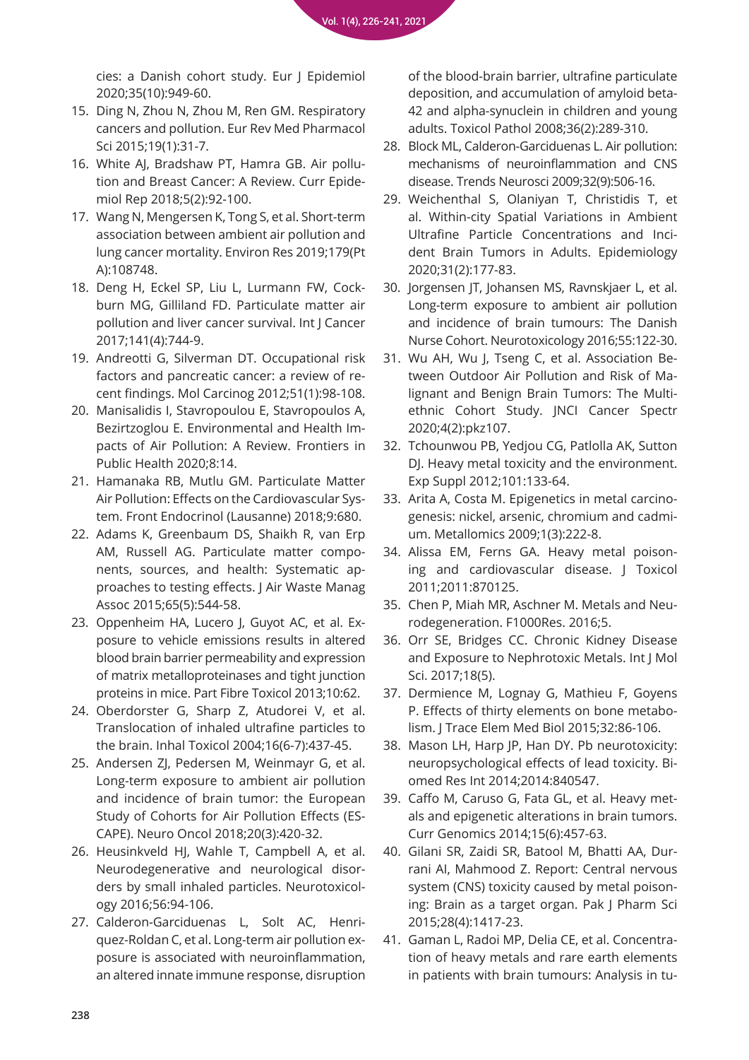cies: a Danish cohort study. Eur J Epidemiol 2020;35(10):949-60.

15. Ding N, Zhou N, Zhou M, Ren GM. Respiratory cancers and pollution. Eur Rev Med Pharmacol Sci 2015;19(1):31-7.
16. White AJ, Bradshaw PT, Hamra GB. Air pollution and Breast Cancer: A Review. Curr Epidemiol Rep 2018;5(2):92-100.
17. Wang N, Mengersen K, Tong S, et al. Short-term association between ambient air pollution and lung cancer mortality. Environ Res 2019;179(Pt A):108748.
18. Deng H, Eckel SP, Liu L, Lurmann FW, Cockburn MG, Gilliland FD. Particulate matter air pollution and liver cancer survival. Int J Cancer 2017;141(4):744-9.
19. Andreotti G, Silverman DT. Occupational risk factors and pancreatic cancer: a review of recent findings. Mol Carcinog 2012;51(1):98-108.
20. Manisalidis I, Stavropoulou E, Stavropoulos A, Bezirtzoglou E. Environmental and Health Impacts of Air Pollution: A Review. Frontiers in Public Health 2020;8:14.
21. Hamanaka RB, Mutlu GM. Particulate Matter Air Pollution: Effects on the Cardiovascular System. Front Endocrinol (Lausanne) 2018;9:680.
22. Adams K, Greenbaum DS, Shaikh R, van Erp AM, Russell AG. Particulate matter components, sources, and health: Systematic approaches to testing effects. J Air Waste Manag Assoc 2015;65(5):544-58.
23. Oppenheim HA, Lucero J, Guyot AC, et al. Exposure to vehicle emissions results in altered blood brain barrier permeability and expression of matrix metalloproteinases and tight junction proteins in mice. Part Fibre Toxicol 2013;10:62.
24. Oberdorster G, Sharp Z, Atudorei V, et al. Translocation of inhaled ultrafine particles to the brain. Inhal Toxicol 2004;16(6-7):437-45.
25. Andersen ZJ, Pedersen M, Weinmayr G, et al. Long-term exposure to ambient air pollution and incidence of brain tumor: the European Study of Cohorts for Air Pollution Effects (ESCAPE). Neuro Oncol 2018;20(3):420-32.
26. Heusinkveld HJ, Wahle T, Campbell A, et al. Neurodegenerative and neurological disorders by small inhaled particles. Neurotoxicology 2016;56:94-106.
27. Calderon-Garciduenas L, Solt AC, Henriquez-Roldan C, et al. Long-term air pollution exposure is associated with neuroinflammation, an altered innate immune response, disruption of the blood-brain barrier, ultrafine particulate deposition, and accumulation of amyloid beta-42 and alpha-synuclein in children and young adults. Toxicol Pathol 2008;36(2):289-310.
28. Block ML, Calderon-Garciduenas L. Air pollution: mechanisms of neuroinflammation and CNS disease. Trends Neurosci 2009;32(9):506-16.
29. Weichenthal S, Olaniyan T, Christidis T, et al. Within-city Spatial Variations in Ambient Ultrafine Particle Concentrations and Incident Brain Tumors in Adults. Epidemiology 2020;31(2):177-83.
30. Jorgensen JT, Johansen MS, Ravnskjaer L, et al. Long-term exposure to ambient air pollution and incidence of brain tumours: The Danish Nurse Cohort. Neurotoxicology 2016;55:122-30.
31. Wu AH, Wu J, Tseng C, et al. Association Between Outdoor Air Pollution and Risk of Malignant and Benign Brain Tumors: The Multiethnic Cohort Study. JNCI Cancer Spectr 2020;4(2):pkz107.
32. Tchounwou PB, Yedjou CG, Patlolla AK, Sutton DJ. Heavy metal toxicity and the environment. Exp Suppl 2012;101:133-64.
33. Arita A, Costa M. Epigenetics in metal carcinogenesis: nickel, arsenic, chromium and cadmium. Metallomics 2009;1(3):222-8.
34. Alissa EM, Ferns GA. Heavy metal poisoning and cardiovascular disease. J Toxicol 2011;2011:870125.
35. Chen P, Miah MR, Aschner M. Metals and Neurodegeneration. F1000Res. 2016;5.
36. Orr SE, Bridges CC. Chronic Kidney Disease and Exposure to Nephrotoxic Metals. Int J Mol Sci. 2017;18(5).
37. Dermience M, Lognay G, Mathieu F, Goyens P. Effects of thirty elements on bone metabolism. J Trace Elem Med Biol 2015;32:86-106.
38. Mason LH, Harp JP, Han DY. Pb neurotoxicity: neuropsychological effects of lead toxicity. Biomed Res Int 2014;2014:840547.
39. Caffo M, Caruso G, Fata GL, et al. Heavy metals and epigenetic alterations in brain tumors. Curr Genomics 2014;15(6):457-63.
40. Gilani SR, Zaidi SR, Batool M, Bhatti AA, Durrani AI, Mahmood Z. Report: Central nervous system (CNS) toxicity caused by metal poisoning: Brain as a target organ. Pak J Pharm Sci 2015;28(4):1417-23.
41. Gaman L, Radoi MP, Delia CE, et al. Concentration of heavy metals and rare earth elements in patients with brain tumours: Analysis in tu-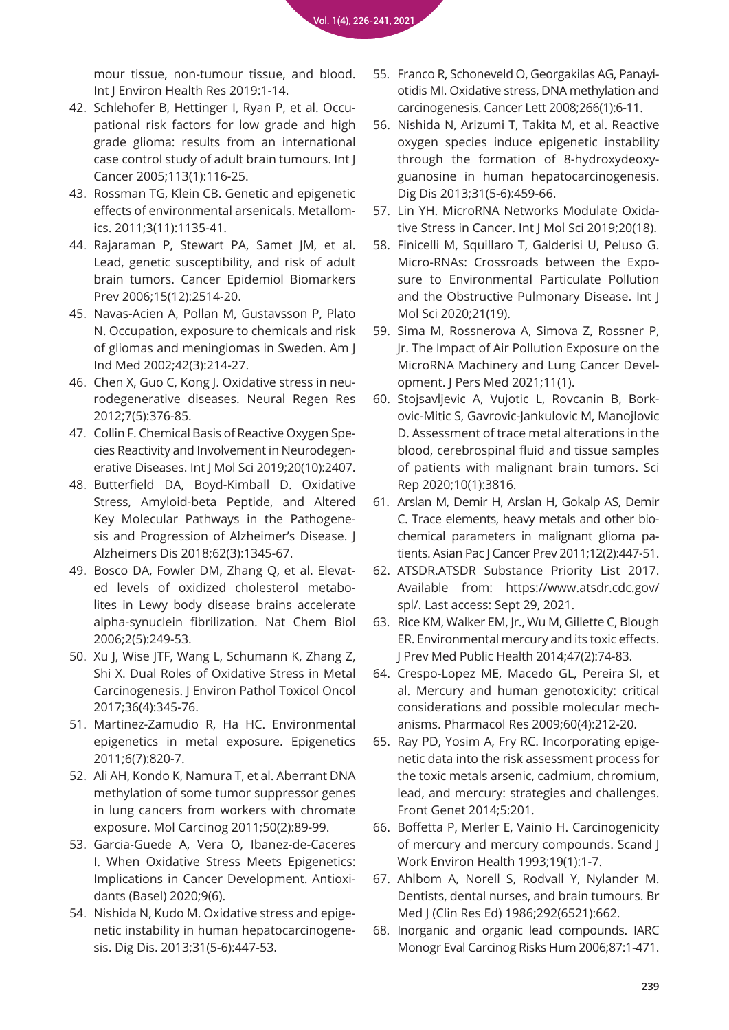mour tissue, non-tumour tissue, and blood. Int J Environ Health Res 2019:1-14.

42. Schlehofer B, Hettinger I, Ryan P, et al. Occupational risk factors for low grade and high grade glioma: results from an international case control study of adult brain tumours. Int J Cancer 2005;113(1):116-25.
43. Rossman TG, Klein CB. Genetic and epigenetic effects of environmental arsenicals. Metallomics. 2011;3(11):1135-41.
44. Rajaraman P, Stewart PA, Samet JM, et al. Lead, genetic susceptibility, and risk of adult brain tumors. Cancer Epidemiol Biomarkers Prev 2006;15(12):2514-20.
45. Navas-Acien A, Pollan M, Gustavsson P, Plato N. Occupation, exposure to chemicals and risk of gliomas and meningiomas in Sweden. Am J Ind Med 2002;42(3):214-27.
46. Chen X, Guo C, Kong J. Oxidative stress in neurodegenerative diseases. Neural Regen Res 2012;7(5):376-85.
47. Collin F. Chemical Basis of Reactive Oxygen Species Reactivity and Involvement in Neurodegenerative Diseases. Int J Mol Sci 2019;20(10):2407.
48. Butterfield DA, Boyd-Kimball D. Oxidative Stress, Amyloid-beta Peptide, and Altered Key Molecular Pathways in the Pathogenesis and Progression of Alzheimer's Disease. J Alzheimers Dis 2018;62(3):1345-67.
49. Bosco DA, Fowler DM, Zhang Q, et al. Elevated levels of oxidized cholesterol metabolites in Lewy body disease brains accelerate alpha-synuclein fibrilization. Nat Chem Biol 2006;2(5):249-53.
50. Xu J, Wise JTF, Wang L, Schumann K, Zhang Z, Shi X. Dual Roles of Oxidative Stress in Metal Carcinogenesis. J Environ Pathol Toxicol Oncol 2017;36(4):345-76.
51. Martinez-Zamudio R, Ha HC. Environmental epigenetics in metal exposure. Epigenetics 2011;6(7):820-7.
52. Ali AH, Kondo K, Namura T, et al. Aberrant DNA methylation of some tumor suppressor genes in lung cancers from workers with chromate exposure. Mol Carcinog 2011;50(2):89-99.
53. Garcia-Guede A, Vera O, Ibanez-de-Caceres I. When Oxidative Stress Meets Epigenetics: Implications in Cancer Development. Antioxidants (Basel) 2020;9(6).
54. Nishida N, Kudo M. Oxidative stress and epigenetic instability in human hepatocarcinogenesis. Dig Dis. 2013;31(5-6):447-53.
55. Franco R, Schoneveld O, Georgakilas AG, Panayiotidis MI. Oxidative stress, DNA methylation and carcinogenesis. Cancer Lett 2008;266(1):6-11.
56. Nishida N, Arizumi T, Takita M, et al. Reactive oxygen species induce epigenetic instability through the formation of 8-hydroxydeoxyguanosine in human hepatocarcinogenesis. Dig Dis 2013;31(5-6):459-66.
57. Lin YH. MicroRNA Networks Modulate Oxidative Stress in Cancer. Int J Mol Sci 2019;20(18).
58. Finicelli M, Squillaro T, Galderisi U, Peluso G. Micro-RNAs: Crossroads between the Exposure to Environmental Particulate Pollution and the Obstructive Pulmonary Disease. Int J Mol Sci 2020;21(19).
59. Sima M, Rossnerova A, Simova Z, Rossner P, Jr. The Impact of Air Pollution Exposure on the MicroRNA Machinery and Lung Cancer Development. J Pers Med 2021;11(1).
60. Stojsavljevic A, Vujotic L, Rovcanin B, Borkovic-Mitic S, Gavrovic-Jankulovic M, Manojlovic D. Assessment of trace metal alterations in the blood, cerebrospinal fluid and tissue samples of patients with malignant brain tumors. Sci Rep 2020;10(1):3816.
61. Arslan M, Demir H, Arslan H, Gokalp AS, Demir C. Trace elements, heavy metals and other biochemical parameters in malignant glioma patients. Asian Pac J Cancer Prev 2011;12(2):447-51.
62. ATSDR.ATSDR Substance Priority List 2017. Available from: https://www.atsdr.cdc.gov/spl/. Last access: Sept 29, 2021.
63. Rice KM, Walker EM, Jr., Wu M, Gillette C, Blough ER. Environmental mercury and its toxic effects. J Prev Med Public Health 2014;47(2):74-83.
64. Crespo-Lopez ME, Macedo GL, Pereira SI, et al. Mercury and human genotoxicity: critical considerations and possible molecular mechanisms. Pharmacol Res 2009;60(4):212-20.
65. Ray PD, Yosim A, Fry RC. Incorporating epigenetic data into the risk assessment process for the toxic metals arsenic, cadmium, chromium, lead, and mercury: strategies and challenges. Front Genet 2014;5:201.
66. Boffetta P, Merler E, Vainio H. Carcinogenicity of mercury and mercury compounds. Scand J Work Environ Health 1993;19(1):1-7.
67. Ahlbom A, Norell S, Rodvall Y, Nylander M. Dentists, dental nurses, and brain tumours. Br Med J (Clin Res Ed) 1986;292(6521):662.
68. Inorganic and organic lead compounds. IARC Monogr Eval Carcinog Risks Hum 2006;87:1-471.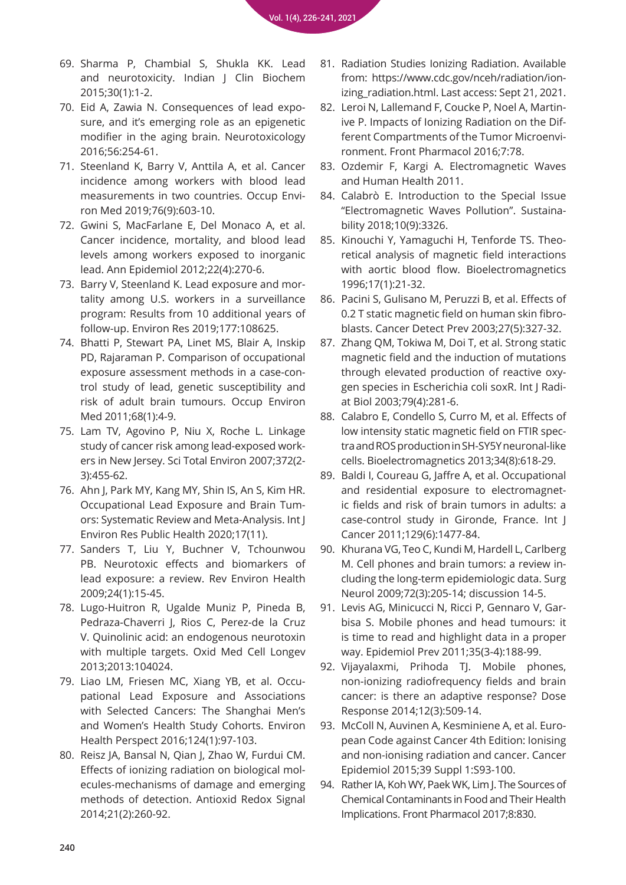69. Sharma P, Chambial S, Shukla KK. Lead and neurotoxicity. Indian J Clin Biochem 2015;30(1):1-2.
70. Eid A, Zawia N. Consequences of lead exposure, and it's emerging role as an epigenetic modifier in the aging brain. Neurotoxicology 2016;56:254-61.
71. Steenland K, Barry V, Anttila A, et al. Cancer incidence among workers with blood lead measurements in two countries. Occup Environ Med 2019;76(9):603-10.
72. Gwini S, MacFarlane E, Del Monaco A, et al. Cancer incidence, mortality, and blood lead levels among workers exposed to inorganic lead. Ann Epidemiol 2012;22(4):270-6.
73. Barry V, Steenland K. Lead exposure and mortality among U.S. workers in a surveillance program: Results from 10 additional years of follow-up. Environ Res 2019;177:108625.
74. Bhatti P, Stewart PA, Linet MS, Blair A, Inskip PD, Rajaraman P. Comparison of occupational exposure assessment methods in a case-control study of lead, genetic susceptibility and risk of adult brain tumours. Occup Environ Med 2011;68(1):4-9.
75. Lam TV, Agovino P, Niu X, Roche L. Linkage study of cancer risk among lead-exposed workers in New Jersey. Sci Total Environ 2007;372(2-3):455-62.
76. Ahn J, Park MY, Kang MY, Shin IS, An S, Kim HR. Occupational Lead Exposure and Brain Tumors: Systematic Review and Meta-Analysis. Int J Environ Res Public Health 2020;17(11).
77. Sanders T, Liu Y, Buchner V, Tchounwou PB. Neurotoxic effects and biomarkers of lead exposure: a review. Rev Environ Health 2009;24(1):15-45.
78. Lugo-Huitron R, Ugalde Muniz P, Pineda B, Pedraza-Chaverri J, Rios C, Perez-de la Cruz V. Quinolinic acid: an endogenous neurotoxin with multiple targets. Oxid Med Cell Longev 2013;2013:104024.
79. Liao LM, Friesen MC, Xiang YB, et al. Occupational Lead Exposure and Associations with Selected Cancers: The Shanghai Men's and Women's Health Study Cohorts. Environ Health Perspect 2016;124(1):97-103.
80. Reisz JA, Bansal N, Qian J, Zhao W, Furdui CM. Effects of ionizing radiation on biological molecules-mechanisms of damage and emerging methods of detection. Antioxid Redox Signal 2014;21(2):260-92.
81. Radiation Studies Ionizing Radiation. Available from: https://www.cdc.gov/nceh/radiation/ionizing_radiation.html. Last access: Sept 21, 2021.
82. Leroi N, Lallemand F, Coucke P, Noel A, Martinive P. Impacts of Ionizing Radiation on the Different Compartments of the Tumor Microenvironment. Front Pharmacol 2016;7:78.
83. Ozdemir F, Kargi A. Electromagnetic Waves and Human Health 2011.
84. Calabrò E. Introduction to the Special Issue "Electromagnetic Waves Pollution". Sustainability 2018;10(9):3326.
85. Kinouchi Y, Yamaguchi H, Tenforde TS. Theoretical analysis of magnetic field interactions with aortic blood flow. Bioelectromagnetics 1996;17(1):21-32.
86. Pacini S, Gulisano M, Peruzzi B, et al. Effects of 0.2 T static magnetic field on human skin fibroblasts. Cancer Detect Prev 2003;27(5):327-32.
87. Zhang QM, Tokiwa M, Doi T, et al. Strong static magnetic field and the induction of mutations through elevated production of reactive oxygen species in Escherichia coli soxR. Int J Radiat Biol 2003;79(4):281-6.
88. Calabro E, Condello S, Curro M, et al. Effects of low intensity static magnetic field on FTIR spectra and ROS production in SH-SY5Y neuronal-like cells. Bioelectromagnetics 2013;34(8):618-29.
89. Baldi I, Coureau G, Jaffre A, et al. Occupational and residential exposure to electromagnetic fields and risk of brain tumors in adults: a case-control study in Gironde, France. Int J Cancer 2011;129(6):1477-84.
90. Khurana VG, Teo C, Kundi M, Hardell L, Carlberg M. Cell phones and brain tumors: a review including the long-term epidemiologic data. Surg Neurol 2009;72(3):205-14; discussion 14-5.
91. Levis AG, Minicucci N, Ricci P, Gennaro V, Garbisa S. Mobile phones and head tumours: it is time to read and highlight data in a proper way. Epidemiol Prev 2011;35(3-4):188-99.
92. Vijayalaxmi, Prihoda TJ. Mobile phones, non-ionizing radiofrequency fields and brain cancer: is there an adaptive response? Dose Response 2014;12(3):509-14.
93. McColl N, Auvinen A, Kesminiene A, et al. European Code against Cancer 4th Edition: Ionising and non-ionising radiation and cancer. Cancer Epidemiol 2015;39 Suppl 1:S93-100.
94. Rather IA, Koh WY, Paek WK, Lim J. The Sources of Chemical Contaminants in Food and Their Health Implications. Front Pharmacol 2017;8:830.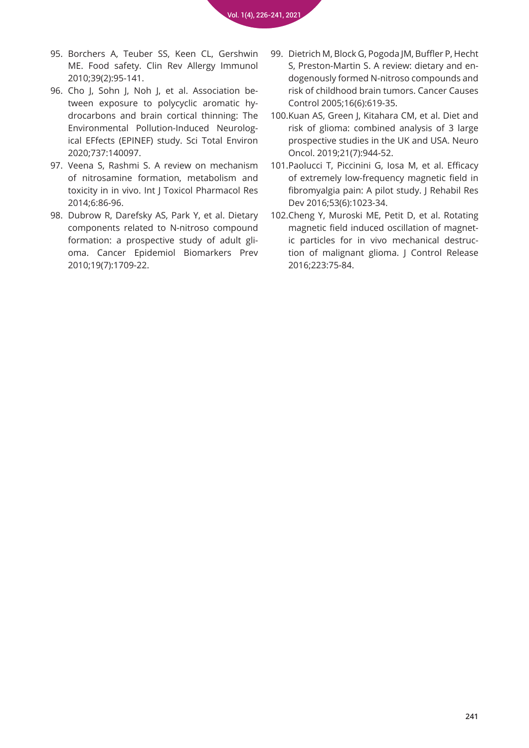95. Borchers A, Teuber SS, Keen CL, Gershwin ME. Food safety. Clin Rev Allergy Immunol 2010;39(2):95-141.
96. Cho J, Sohn J, Noh J, et al. Association between exposure to polycyclic aromatic hydrocarbons and brain cortical thinning: The Environmental Pollution-Induced Neurological EFfects (EPINEF) study. Sci Total Environ 2020;737:140097.
97. Veena S, Rashmi S. A review on mechanism of nitrosamine formation, metabolism and toxicity in in vivo. Int J Toxicol Pharmacol Res 2014;6:86-96.
98. Dubrow R, Darefsky AS, Park Y, et al. Dietary components related to N-nitroso compound formation: a prospective study of adult glioma. Cancer Epidemiol Biomarkers Prev 2010;19(7):1709-22.
99. Dietrich M, Block G, Pogoda JM, Buffler P, Hecht S, Preston-Martin S. A review: dietary and endogenously formed N-nitroso compounds and risk of childhood brain tumors. Cancer Causes Control 2005;16(6):619-35.
100. Kuan AS, Green J, Kitahara CM, et al. Diet and risk of glioma: combined analysis of 3 large prospective studies in the UK and USA. Neuro Oncol. 2019;21(7):944-52.
101. Paolucci T, Piccinini G, Iosa M, et al. Efficacy of extremely low-frequency magnetic field in fibromyalgia pain: A pilot study. J Rehabil Res Dev 2016;53(6):1023-34.
102. Cheng Y, Muroski ME, Petit D, et al. Rotating magnetic field induced oscillation of magnetic particles for in vivo mechanical destruction of malignant glioma. J Control Release 2016;223:75-84.